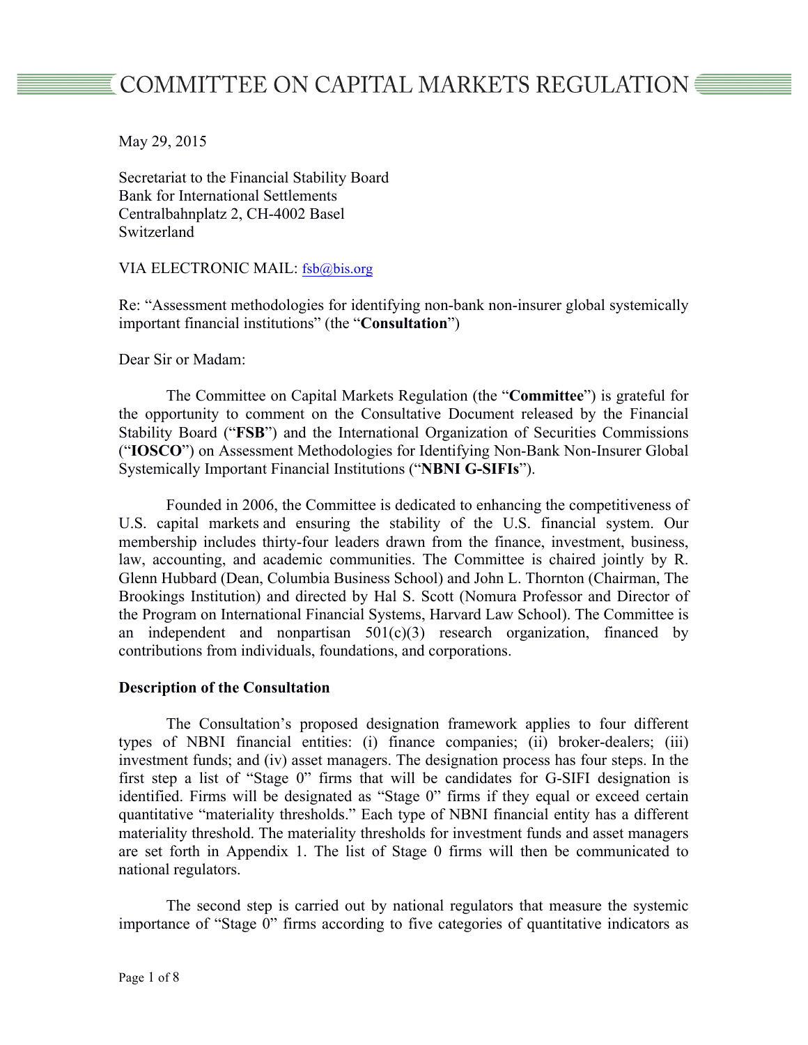# COMMITTEE ON CAPITAL MARKETS REGULATION

May 29, 2015

Secretariat to the Financial Stability Board
Bank for International Settlements
Centralbahnplatz 2, CH-4002 Basel
Switzerland

VIA ELECTRONIC MAIL: fsb@bis.org

Re: "Assessment methodologies for identifying non-bank non-insurer global systemically important financial institutions" (the "**Consultation**")

Dear Sir or Madam:

The Committee on Capital Markets Regulation (the "**Committee**") is grateful for the opportunity to comment on the Consultative Document released by the Financial Stability Board ("**FSB**") and the International Organization of Securities Commissions ("**IOSCO**") on Assessment Methodologies for Identifying Non-Bank Non-Insurer Global Systemically Important Financial Institutions ("**NBNI G-SIFIs**").

Founded in 2006, the Committee is dedicated to enhancing the competitiveness of U.S. capital markets and ensuring the stability of the U.S. financial system. Our membership includes thirty-four leaders drawn from the finance, investment, business, law, accounting, and academic communities. The Committee is chaired jointly by R. Glenn Hubbard (Dean, Columbia Business School) and John L. Thornton (Chairman, The Brookings Institution) and directed by Hal S. Scott (Nomura Professor and Director of the Program on International Financial Systems, Harvard Law School). The Committee is an independent and nonpartisan 501(c)(3) research organization, financed by contributions from individuals, foundations, and corporations.

**Description of the Consultation**

The Consultation's proposed designation framework applies to four different types of NBNI financial entities: (i) finance companies; (ii) broker-dealers; (iii) investment funds; and (iv) asset managers. The designation process has four steps. In the first step a list of "Stage 0" firms that will be candidates for G-SIFI designation is identified. Firms will be designated as "Stage 0" firms if they equal or exceed certain quantitative "materiality thresholds." Each type of NBNI financial entity has a different materiality threshold. The materiality thresholds for investment funds and asset managers are set forth in Appendix 1. The list of Stage 0 firms will then be communicated to national regulators.

The second step is carried out by national regulators that measure the systemic importance of "Stage 0" firms according to five categories of quantitative indicators as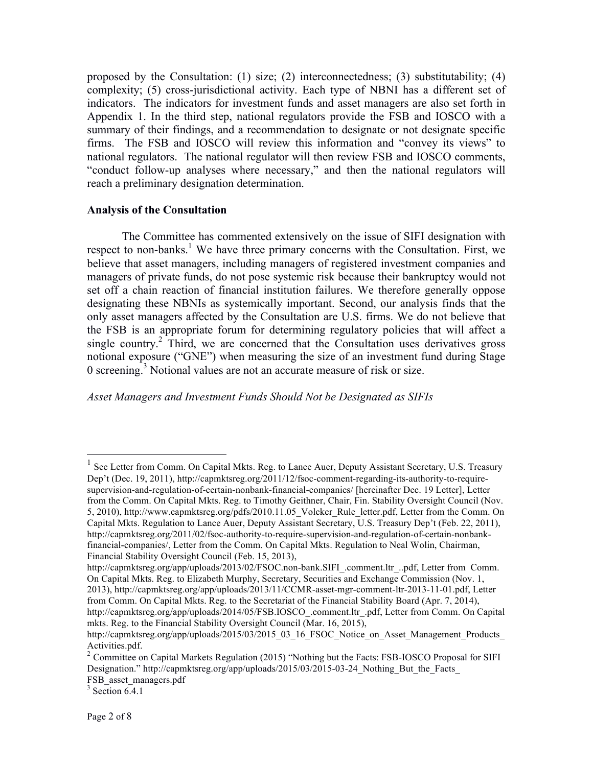proposed by the Consultation: (1) size; (2) interconnectedness; (3) substitutability; (4) complexity; (5) cross-jurisdictional activity. Each type of NBNI has a different set of indicators. The indicators for investment funds and asset managers are also set forth in Appendix 1. In the third step, national regulators provide the FSB and IOSCO with a summary of their findings, and a recommendation to designate or not designate specific firms. The FSB and IOSCO will review this information and "convey its views" to national regulators. The national regulator will then review FSB and IOSCO comments, "conduct follow-up analyses where necessary," and then the national regulators will reach a preliminary designation determination.

**Analysis of the Consultation**

The Committee has commented extensively on the issue of SIFI designation with respect to non-banks.[1] We have three primary concerns with the Consultation. First, we believe that asset managers, including managers of registered investment companies and managers of private funds, do not pose systemic risk because their bankruptcy would not set off a chain reaction of financial institution failures. We therefore generally oppose designating these NBNIs as systemically important. Second, our analysis finds that the only asset managers affected by the Consultation are U.S. firms. We do not believe that the FSB is an appropriate forum for determining regulatory policies that will affect a single country.[2] Third, we are concerned that the Consultation uses derivatives gross notional exposure ("GNE") when measuring the size of an investment fund during Stage 0 screening.[3] Notional values are not an accurate measure of risk or size.

*Asset Managers and Investment Funds Should Not be Designated as SIFIs*

---

[1] See Letter from Comm. On Capital Mkts. Reg. to Lance Auer, Deputy Assistant Secretary, U.S. Treasury Dep't (Dec. 19, 2011), http://capmktsreg.org/2011/12/fsoc-comment-regarding-its-authority-to-require-supervision-and-regulation-of-certain-nonbank-financial-companies/ [hereinafter Dec. 19 Letter], Letter from the Comm. On Capital Mkts. Reg. to Timothy Geithner, Chair, Fin. Stability Oversight Council (Nov. 5, 2010), http://www.capmktsreg.org/pdfs/2010.11.05_Volcker_Rule_letter.pdf, Letter from the Comm. On Capital Mkts. Regulation to Lance Auer, Deputy Assistant Secretary, U.S. Treasury Dep't (Feb. 22, 2011), http://capmktsreg.org/2011/02/fsoc-authority-to-require-supervision-and-regulation-of-certain-nonbank-financial-companies/, Letter from the Comm. On Capital Mkts. Regulation to Neal Wolin, Chairman, Financial Stability Oversight Council (Feb. 15, 2013), http://capmktsreg.org/app/uploads/2013/02/FSOC.non-bank.SIFI_.comment.ltr_..pdf, Letter from Comm. On Capital Mkts. Reg. to Elizabeth Murphy, Secretary, Securities and Exchange Commission (Nov. 1, 2013), http://capmktsreg.org/app/uploads/2013/11/CCMR-asset-mgr-comment-ltr-2013-11-01.pdf, Letter from Comm. On Capital Mkts. Reg. to the Secretariat of the Financial Stability Board (Apr. 7, 2014), http://capmktsreg.org/app/uploads/2014/05/FSB.IOSCO_.comment.ltr_.pdf, Letter from Comm. On Capital mkts. Reg. to the Financial Stability Oversight Council (Mar. 16, 2015), http://capmktsreg.org/app/uploads/2015/03/2015_03_16_FSOC_Notice_on_Asset_Management_Products_Activities.pdf.

[2] Committee on Capital Markets Regulation (2015) "Nothing but the Facts: FSB-IOSCO Proposal for SIFI Designation." http://capmktsreg.org/app/uploads/2015/03/2015-03-24_Nothing_But_the_Facts_FSB_asset_managers.pdf

[3] Section 6.4.1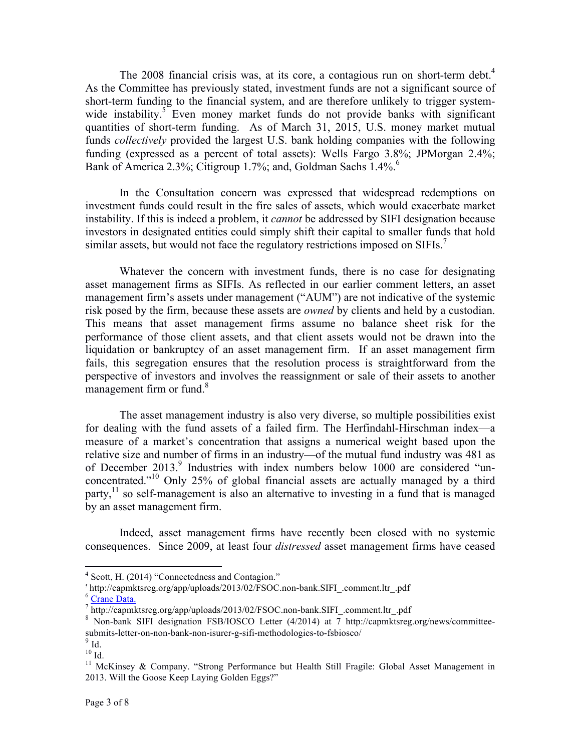The 2008 financial crisis was, at its core, a contagious run on short-term debt.[4] As the Committee has previously stated, investment funds are not a significant source of short-term funding to the financial system, and are therefore unlikely to trigger system-wide instability.[5] Even money market funds do not provide banks with significant quantities of short-term funding. As of March 31, 2015, U.S. money market mutual funds *collectively* provided the largest U.S. bank holding companies with the following funding (expressed as a percent of total assets): Wells Fargo 3.8%; JPMorgan 2.4%; Bank of America 2.3%; Citigroup 1.7%; and, Goldman Sachs 1.4%.[6]

In the Consultation concern was expressed that widespread redemptions on investment funds could result in the fire sales of assets, which would exacerbate market instability. If this is indeed a problem, it *cannot* be addressed by SIFI designation because investors in designated entities could simply shift their capital to smaller funds that hold similar assets, but would not face the regulatory restrictions imposed on SIFIs.[7]

Whatever the concern with investment funds, there is no case for designating asset management firms as SIFIs. As reflected in our earlier comment letters, an asset management firm's assets under management ("AUM") are not indicative of the systemic risk posed by the firm, because these assets are *owned* by clients and held by a custodian. This means that asset management firms assume no balance sheet risk for the performance of those client assets, and that client assets would not be drawn into the liquidation or bankruptcy of an asset management firm. If an asset management firm fails, this segregation ensures that the resolution process is straightforward from the perspective of investors and involves the reassignment or sale of their assets to another management firm or fund.[8]

The asset management industry is also very diverse, so multiple possibilities exist for dealing with the fund assets of a failed firm. The Herfindahl-Hirschman index—a measure of a market's concentration that assigns a numerical weight based upon the relative size and number of firms in an industry—of the mutual fund industry was 481 as of December 2013.[9] Industries with index numbers below 1000 are considered "un-concentrated."[10] Only 25% of global financial assets are actually managed by a third party,[11] so self-management is also an alternative to investing in a fund that is managed by an asset management firm.

Indeed, asset management firms have recently been closed with no systemic consequences. Since 2009, at least four *distressed* asset management firms have ceased

---

[4] Scott, H. (2014) "Connectedness and Contagion."

[5] http://capmktsreg.org/app/uploads/2013/02/FSOC.non-bank.SIFI_.comment.ltr_.pdf

[6] Crane Data.

[7] http://capmktsreg.org/app/uploads/2013/02/FSOC.non-bank.SIFI_.comment.ltr_.pdf

[8] Non-bank SIFI designation FSB/IOSCO Letter (4/2014) at 7 http://capmktsreg.org/news/committee-submits-letter-on-non-bank-non-isurer-g-sifi-methodologies-to-fsbiosco/

[9] Id.

[10] Id.

[11] McKinsey & Company. "Strong Performance but Health Still Fragile: Global Asset Management in 2013. Will the Goose Keep Laying Golden Eggs?"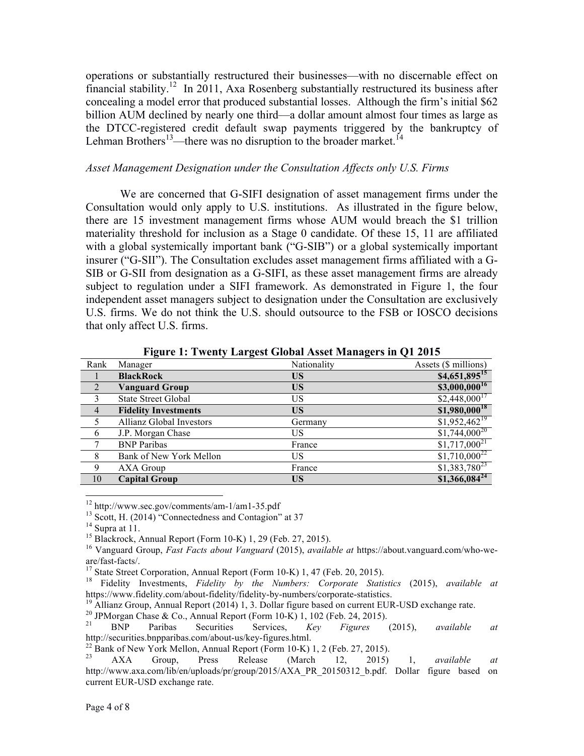operations or substantially restructured their businesses—with no discernable effect on financial stability.[12] In 2011, Axa Rosenberg substantially restructured its business after concealing a model error that produced substantial losses. Although the firm's initial $62 billion AUM declined by nearly one third—a dollar amount almost four times as large as the DTCC-registered credit default swap payments triggered by the bankruptcy of Lehman Brothers[13]—there was no disruption to the broader market.[14]

*Asset Management Designation under the Consultation Affects only U.S. Firms*

We are concerned that G-SIFI designation of asset management firms under the Consultation would only apply to U.S. institutions. As illustrated in the figure below, there are 15 investment management firms whose AUM would breach the $1 trillion materiality threshold for inclusion as a Stage 0 candidate. Of these 15, 11 are affiliated with a global systemically important bank ("G-SIB") or a global systemically important insurer ("G-SII"). The Consultation excludes asset management firms affiliated with a G-SIB or G-SII from designation as a G-SIFI, as these asset management firms are already subject to regulation under a SIFI framework. As demonstrated in Figure 1, the four independent asset managers subject to designation under the Consultation are exclusively U.S. firms. We do not think the U.S. should outsource to the FSB or IOSCO decisions that only affect U.S. firms.

**Figure 1: Twenty Largest Global Asset Managers in Q1 2015**

| Rank | Manager | Nationality | Assets ($ millions) |
|---|---|---|---|
| 1 | **BlackRock** | **US** | **$4,651,895**[15] |
| 2 | **Vanguard Group** | **US** | **$3,000,000**[16] |
| 3 | State Street Global | US | $2,448,000[17] |
| 4 | **Fidelity Investments** | **US** | **$1,980,000**[18] |
| 5 | Allianz Global Investors | Germany | $1,952,462[19] |
| 6 | J.P. Morgan Chase | US | $1,744,000[20] |
| 7 | BNP Paribas | France | $1,717,000[21] |
| 8 | Bank of New York Mellon | US | $1,710,000[22] |
| 9 | AXA Group | France | $1,383,780[23] |
| 10 | **Capital Group** | **US** | **$1,366,084**[24] |

[12] http://www.sec.gov/comments/am-1/am1-35.pdf

[13] Scott, H. (2014) "Connectedness and Contagion" at 37

[14] Supra at 11.

[15] Blackrock, Annual Report (Form 10-K) 1, 29 (Feb. 27, 2015).

[16] Vanguard Group, *Fast Facts about Vanguard* (2015), *available at* https://about.vanguard.com/who-we-are/fast-facts/.

[17] State Street Corporation, Annual Report (Form 10-K) 1, 47 (Feb. 20, 2015).

[18] Fidelity Investments, *Fidelity by the Numbers: Corporate Statistics* (2015), *available at* https://www.fidelity.com/about-fidelity/fidelity-by-numbers/corporate-statistics.

[19] Allianz Group, Annual Report (2014) 1, 3. Dollar figure based on current EUR-USD exchange rate.

[20] JPMorgan Chase & Co., Annual Report (Form 10-K) 1, 102 (Feb. 24, 2015).

[21] BNP Paribas Securities Services, *Key Figures* (2015), *available at* http://securities.bnpparibas.com/about-us/key-figures.html.

[22] Bank of New York Mellon, Annual Report (Form 10-K) 1, 2 (Feb. 27, 2015).

[23] AXA Group, Press Release (March 12, 2015) 1, *available at* http://www.axa.com/lib/en/uploads/pr/group/2015/AXA_PR_20150312_b.pdf. Dollar figure based on current EUR-USD exchange rate.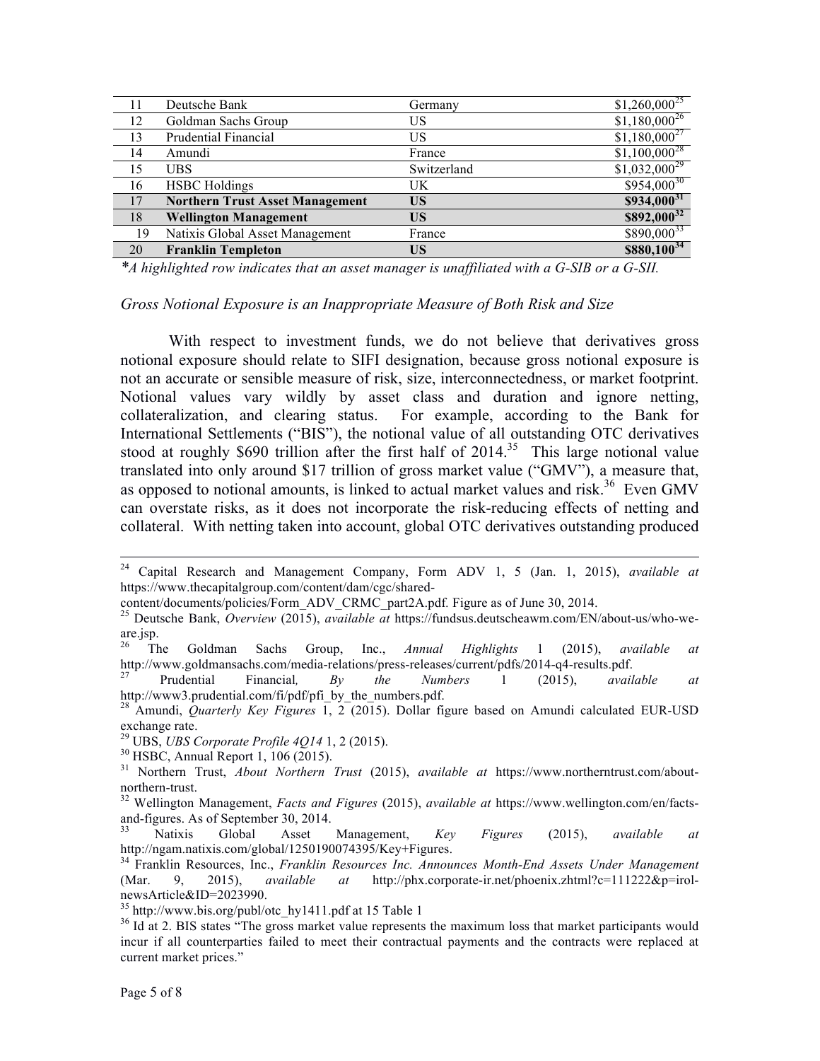| 11 | Deutsche Bank | Germany | $1,260,000[25] |
|---|---|---|---|
| 12 | Goldman Sachs Group | US | $1,180,000[26] |
| 13 | Prudential Financial | US | $1,180,000[27] |
| 14 | Amundi | France | $1,100,000[28] |
| 15 | UBS | Switzerland | $1,032,000[29] |
| 16 | HSBC Holdings | UK | $954,000[30] |
| 17 | **Northern Trust Asset Management** | **US** | **$934,000[31]** |
| 18 | **Wellington Management** | **US** | **$892,000[32]** |
| 19 | Natixis Global Asset Management | France | $890,000[33] |
| 20 | **Franklin Templeton** | **US** | **$880,100[34]** |

*\*A highlighted row indicates that an asset manager is unaffiliated with a G-SIB or a G-SII.*

*Gross Notional Exposure is an Inappropriate Measure of Both Risk and Size*

With respect to investment funds, we do not believe that derivatives gross notional exposure should relate to SIFI designation, because gross notional exposure is not an accurate or sensible measure of risk, size, interconnectedness, or market footprint. Notional values vary wildly by asset class and duration and ignore netting, collateralization, and clearing status. For example, according to the Bank for International Settlements ("BIS"), the notional value of all outstanding OTC derivatives stood at roughly $690 trillion after the first half of 2014.[35] This large notional value translated into only around $17 trillion of gross market value ("GMV"), a measure that, as opposed to notional amounts, is linked to actual market values and risk.[36] Even GMV can overstate risks, as it does not incorporate the risk-reducing effects of netting and collateral. With netting taken into account, global OTC derivatives outstanding produced

---

[24] Capital Research and Management Company, Form ADV 1, 5 (Jan. 1, 2015), *available at* https://www.thecapitalgroup.com/content/dam/cgc/shared-content/documents/policies/Form_ADV_CRMC_part2A.pdf. Figure as of June 30, 2014.

[25] Deutsche Bank, *Overview* (2015), *available at* https://fundsus.deutscheawm.com/EN/about-us/who-we-are.jsp.

[26] The Goldman Sachs Group, Inc., *Annual Highlights* 1 (2015), *available at* http://www.goldmansachs.com/media-relations/press-releases/current/pdfs/2014-q4-results.pdf.

[27] Prudential Financial, *By the Numbers* 1 (2015), *available at* http://www3.prudential.com/fi/pdf/pfi_by_the_numbers.pdf.

[28] Amundi, *Quarterly Key Figures* 1, 2 (2015). Dollar figure based on Amundi calculated EUR-USD exchange rate.

[29] UBS, *UBS Corporate Profile 4Q14* 1, 2 (2015).

[30] HSBC, Annual Report 1, 106 (2015).

[31] Northern Trust, *About Northern Trust* (2015), *available at* https://www.northerntrust.com/about-northern-trust.

[32] Wellington Management, *Facts and Figures* (2015), *available at* https://www.wellington.com/en/facts-and-figures. As of September 30, 2014.

[33] Natixis Global Asset Management, *Key Figures* (2015), *available at* http://ngam.natixis.com/global/1250190074395/Key+Figures.

[34] Franklin Resources, Inc., *Franklin Resources Inc. Announces Month-End Assets Under Management* (Mar. 9, 2015), *available at* http://phx.corporate-ir.net/phoenix.zhtml?c=111222&p=irol-newsArticle&ID=2023990.

[35] http://www.bis.org/publ/otc_hy1411.pdf at 15 Table 1

[36] Id at 2. BIS states "The gross market value represents the maximum loss that market participants would incur if all counterparties failed to meet their contractual payments and the contracts were replaced at current market prices."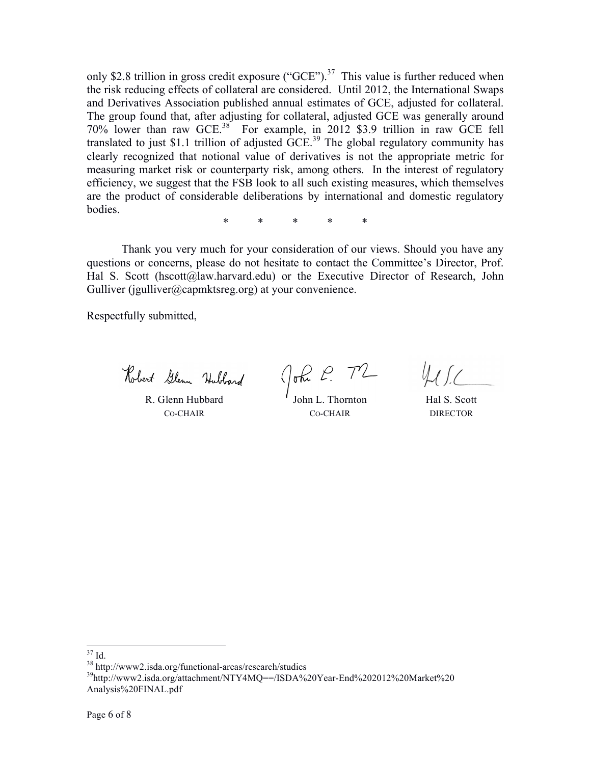only $2.8 trillion in gross credit exposure ("GCE").[37] This value is further reduced when the risk reducing effects of collateral are considered. Until 2012, the International Swaps and Derivatives Association published annual estimates of GCE, adjusted for collateral. The group found that, after adjusting for collateral, adjusted GCE was generally around 70% lower than raw GCE.[38] For example, in 2012 $3.9 trillion in raw GCE fell translated to just $1.1 trillion of adjusted GCE.[39] The global regulatory community has clearly recognized that notional value of derivatives is not the appropriate metric for measuring market risk or counterparty risk, among others. In the interest of regulatory efficiency, we suggest that the FSB look to all such existing measures, which themselves are the product of considerable deliberations by international and domestic regulatory bodies.

\* \* \* \* \*

Thank you very much for your consideration of our views. Should you have any questions or concerns, please do not hesitate to contact the Committee's Director, Prof. Hal S. Scott (hscott@law.harvard.edu) or the Executive Director of Research, John Gulliver (jgulliver@capmktsreg.org) at your convenience.

Respectfully submitted,

| R. Glenn Hubbard | John L. Thornton | Hal S. Scott |
|---|---|---|
| CO-CHAIR | CO-CHAIR | DIRECTOR |

---

[37] Id.

[38] http://www2.isda.org/functional-areas/research/studies

[39] http://www2.isda.org/attachment/NTY4MQ==/ISDA%20Year-End%202012%20Market%20 Analysis%20FINAL.pdf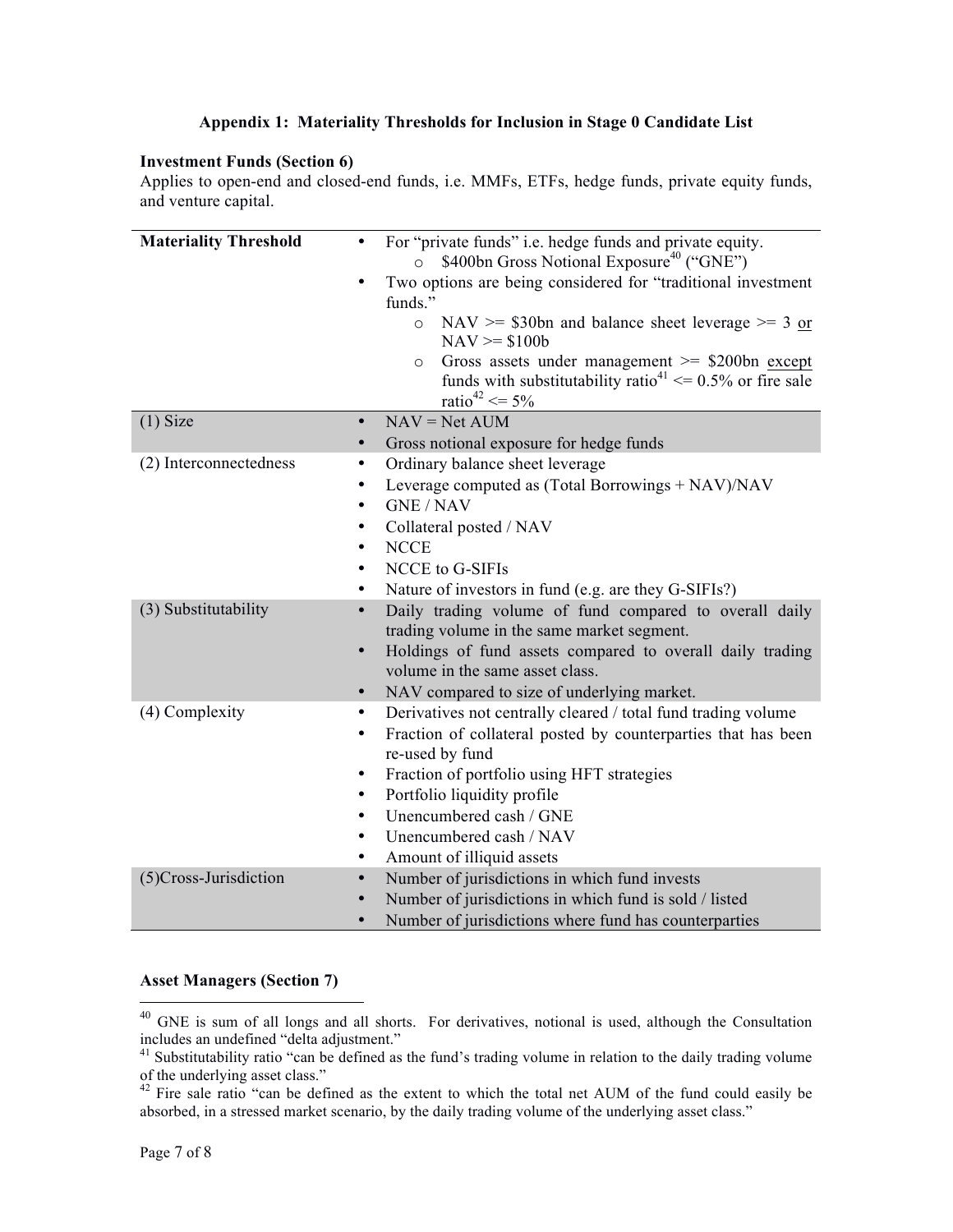### Appendix 1: Materiality Thresholds for Inclusion in Stage 0 Candidate List

**Investment Funds (Section 6)**

Applies to open-end and closed-end funds, i.e. MMFs, ETFs, hedge funds, private equity funds, and venture capital.

| | |
|---|---|
| **Materiality Threshold** | • For "private funds" i.e. hedge funds and private equity.<br>  o $400bn Gross Notional Exposure[40] ("GNE")<br>• Two options are being considered for "traditional investment funds."<br>  o NAV >= $30bn and balance sheet leverage >= 3 <u>or</u> NAV >= $100b<br>  o Gross assets under management >= $200bn <u>except</u> funds with substitutability ratio[41] <= 0.5% or fire sale ratio[42] <= 5% |
| (1) Size | • NAV = Net AUM<br>• Gross notional exposure for hedge funds |
| (2) Interconnectedness | • Ordinary balance sheet leverage<br>• Leverage computed as (Total Borrowings + NAV)/NAV<br>• GNE / NAV<br>• Collateral posted / NAV<br>• NCCE<br>• NCCE to G-SIFIs<br>• Nature of investors in fund (e.g. are they G-SIFIs?) |
| (3) Substitutability | • Daily trading volume of fund compared to overall daily trading volume in the same market segment.<br>• Holdings of fund assets compared to overall daily trading volume in the same asset class.<br>• NAV compared to size of underlying market. |
| (4) Complexity | • Derivatives not centrally cleared / total fund trading volume<br>• Fraction of collateral posted by counterparties that has been re-used by fund<br>• Fraction of portfolio using HFT strategies<br>• Portfolio liquidity profile<br>• Unencumbered cash / GNE<br>• Unencumbered cash / NAV<br>• Amount of illiquid assets |
| (5)Cross-Jurisdiction | • Number of jurisdictions in which fund invests<br>• Number of jurisdictions in which fund is sold / listed<br>• Number of jurisdictions where fund has counterparties |

**Asset Managers (Section 7)**

---

[40] GNE is sum of all longs and all shorts. For derivatives, notional is used, although the Consultation includes an undefined "delta adjustment."

[41] Substitutability ratio "can be defined as the fund's trading volume in relation to the daily trading volume of the underlying asset class."

[42] Fire sale ratio "can be defined as the extent to which the total net AUM of the fund could easily be absorbed, in a stressed market scenario, by the daily trading volume of the underlying asset class."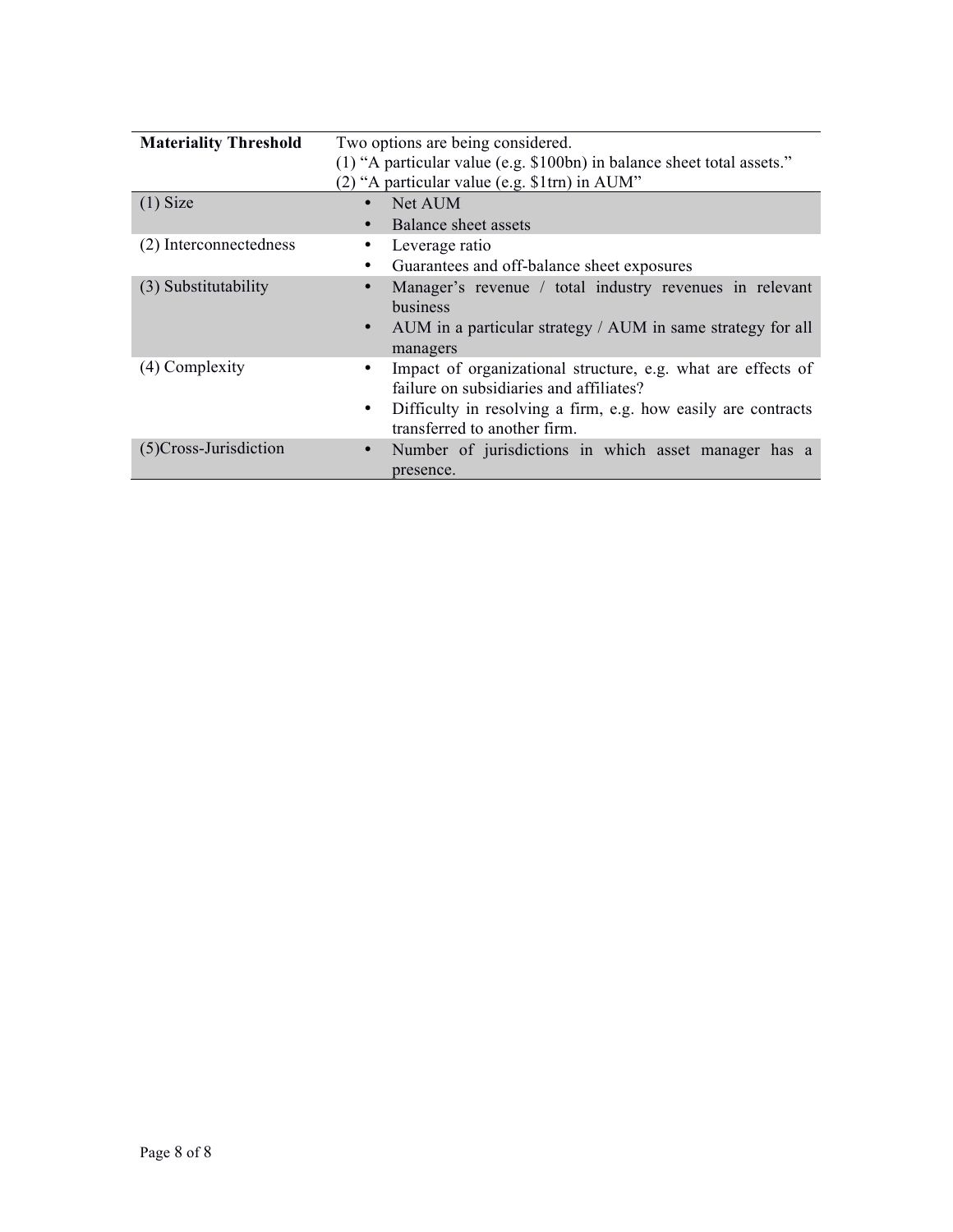| **Materiality Threshold** | Two options are being considered.<br>(1) "A particular value (e.g. $100bn) in balance sheet total assets."<br>(2) "A particular value (e.g. $1trn) in AUM" |
|---|---|
| (1) Size | • Net AUM<br>• Balance sheet assets |
| (2) Interconnectedness | • Leverage ratio<br>• Guarantees and off-balance sheet exposures |
| (3) Substitutability | • Manager's revenue / total industry revenues in relevant business<br>• AUM in a particular strategy / AUM in same strategy for all managers |
| (4) Complexity | • Impact of organizational structure, e.g. what are effects of failure on subsidiaries and affiliates?<br>• Difficulty in resolving a firm, e.g. how easily are contracts transferred to another firm. |
| (5)Cross-Jurisdiction | • Number of jurisdictions in which asset manager has a presence. |